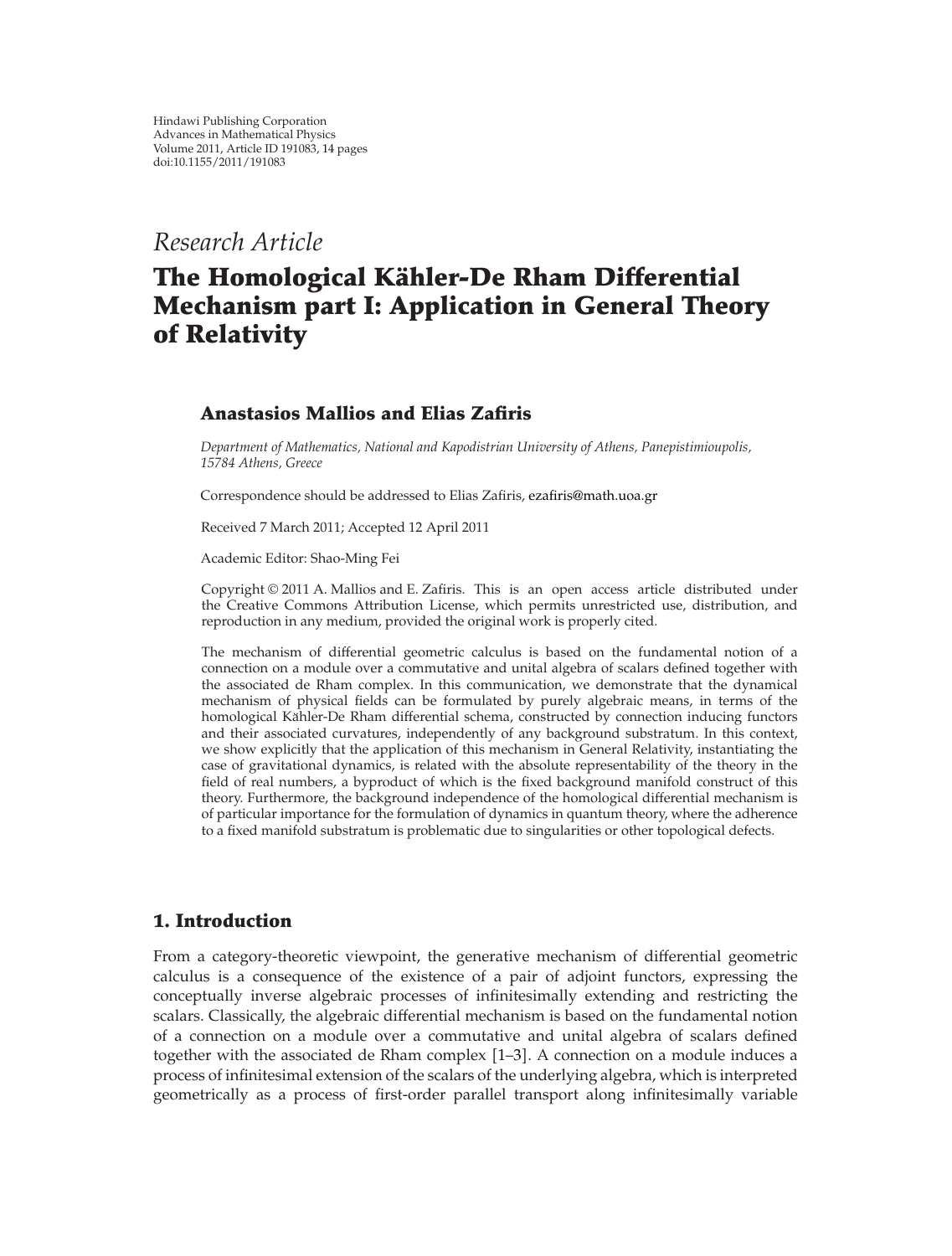Hindawi Publishing Corporation
Advances in Mathematical Physics
Volume 2011, Article ID 191083, 14 pages
doi:10.1155/2011/191083

*Research Article*

# The Homological Kähler-De Rham Differential Mechanism part I: Application in General Theory of Relativity

**Anastasios Mallios and Elias Zafiris**

*Department of Mathematics, National and Kapodistrian University of Athens, Panepistimioupolis, 15784 Athens, Greece*

Correspondence should be addressed to Elias Zafiris, ezafiris@math.uoa.gr

Received 7 March 2011; Accepted 12 April 2011

Academic Editor: Shao-Ming Fei

Copyright © 2011 A. Mallios and E. Zafiris. This is an open access article distributed under the Creative Commons Attribution License, which permits unrestricted use, distribution, and reproduction in any medium, provided the original work is properly cited.

The mechanism of differential geometric calculus is based on the fundamental notion of a connection on a module over a commutative and unital algebra of scalars defined together with the associated de Rham complex. In this communication, we demonstrate that the dynamical mechanism of physical fields can be formulated by purely algebraic means, in terms of the homological Kähler-De Rham differential schema, constructed by connection inducing functors and their associated curvatures, independently of any background substratum. In this context, we show explicitly that the application of this mechanism in General Relativity, instantiating the case of gravitational dynamics, is related with the absolute representability of the theory in the field of real numbers, a byproduct of which is the fixed background manifold construct of this theory. Furthermore, the background independence of the homological differential mechanism is of particular importance for the formulation of dynamics in quantum theory, where the adherence to a fixed manifold substratum is problematic due to singularities or other topological defects.

## 1. Introduction

From a category-theoretic viewpoint, the generative mechanism of differential geometric calculus is a consequence of the existence of a pair of adjoint functors, expressing the conceptually inverse algebraic processes of infinitesimally extending and restricting the scalars. Classically, the algebraic differential mechanism is based on the fundamental notion of a connection on a module over a commutative and unital algebra of scalars defined together with the associated de Rham complex [1–3]. A connection on a module induces a process of infinitesimal extension of the scalars of the underlying algebra, which is interpreted geometrically as a process of first-order parallel transport along infinitesimally variable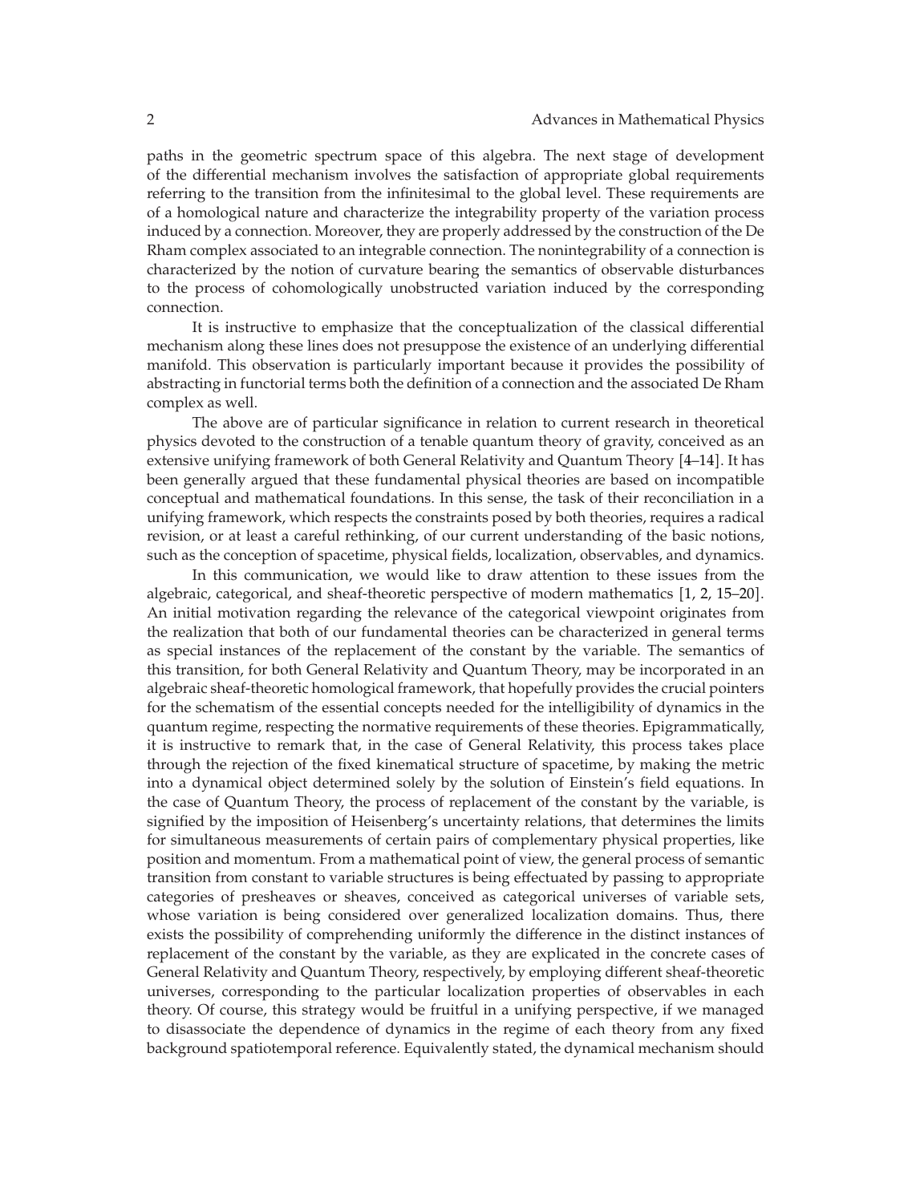paths in the geometric spectrum space of this algebra. The next stage of development of the differential mechanism involves the satisfaction of appropriate global requirements referring to the transition from the infinitesimal to the global level. These requirements are of a homological nature and characterize the integrability property of the variation process induced by a connection. Moreover, they are properly addressed by the construction of the De Rham complex associated to an integrable connection. The nonintegrability of a connection is characterized by the notion of curvature bearing the semantics of observable disturbances to the process of cohomologically unobstructed variation induced by the corresponding connection.

It is instructive to emphasize that the conceptualization of the classical differential mechanism along these lines does not presuppose the existence of an underlying differential manifold. This observation is particularly important because it provides the possibility of abstracting in functorial terms both the definition of a connection and the associated De Rham complex as well.

The above are of particular significance in relation to current research in theoretical physics devoted to the construction of a tenable quantum theory of gravity, conceived as an extensive unifying framework of both General Relativity and Quantum Theory [4–14]. It has been generally argued that these fundamental physical theories are based on incompatible conceptual and mathematical foundations. In this sense, the task of their reconciliation in a unifying framework, which respects the constraints posed by both theories, requires a radical revision, or at least a careful rethinking, of our current understanding of the basic notions, such as the conception of spacetime, physical fields, localization, observables, and dynamics.

In this communication, we would like to draw attention to these issues from the algebraic, categorical, and sheaf-theoretic perspective of modern mathematics [1, 2, 15–20]. An initial motivation regarding the relevance of the categorical viewpoint originates from the realization that both of our fundamental theories can be characterized in general terms as special instances of the replacement of the constant by the variable. The semantics of this transition, for both General Relativity and Quantum Theory, may be incorporated in an algebraic sheaf-theoretic homological framework, that hopefully provides the crucial pointers for the schematism of the essential concepts needed for the intelligibility of dynamics in the quantum regime, respecting the normative requirements of these theories. Epigrammatically, it is instructive to remark that, in the case of General Relativity, this process takes place through the rejection of the fixed kinematical structure of spacetime, by making the metric into a dynamical object determined solely by the solution of Einstein's field equations. In the case of Quantum Theory, the process of replacement of the constant by the variable, is signified by the imposition of Heisenberg's uncertainty relations, that determines the limits for simultaneous measurements of certain pairs of complementary physical properties, like position and momentum. From a mathematical point of view, the general process of semantic transition from constant to variable structures is being effectuated by passing to appropriate categories of presheaves or sheaves, conceived as categorical universes of variable sets, whose variation is being considered over generalized localization domains. Thus, there exists the possibility of comprehending uniformly the difference in the distinct instances of replacement of the constant by the variable, as they are explicated in the concrete cases of General Relativity and Quantum Theory, respectively, by employing different sheaf-theoretic universes, corresponding to the particular localization properties of observables in each theory. Of course, this strategy would be fruitful in a unifying perspective, if we managed to disassociate the dependence of dynamics in the regime of each theory from any fixed background spatiotemporal reference. Equivalently stated, the dynamical mechanism should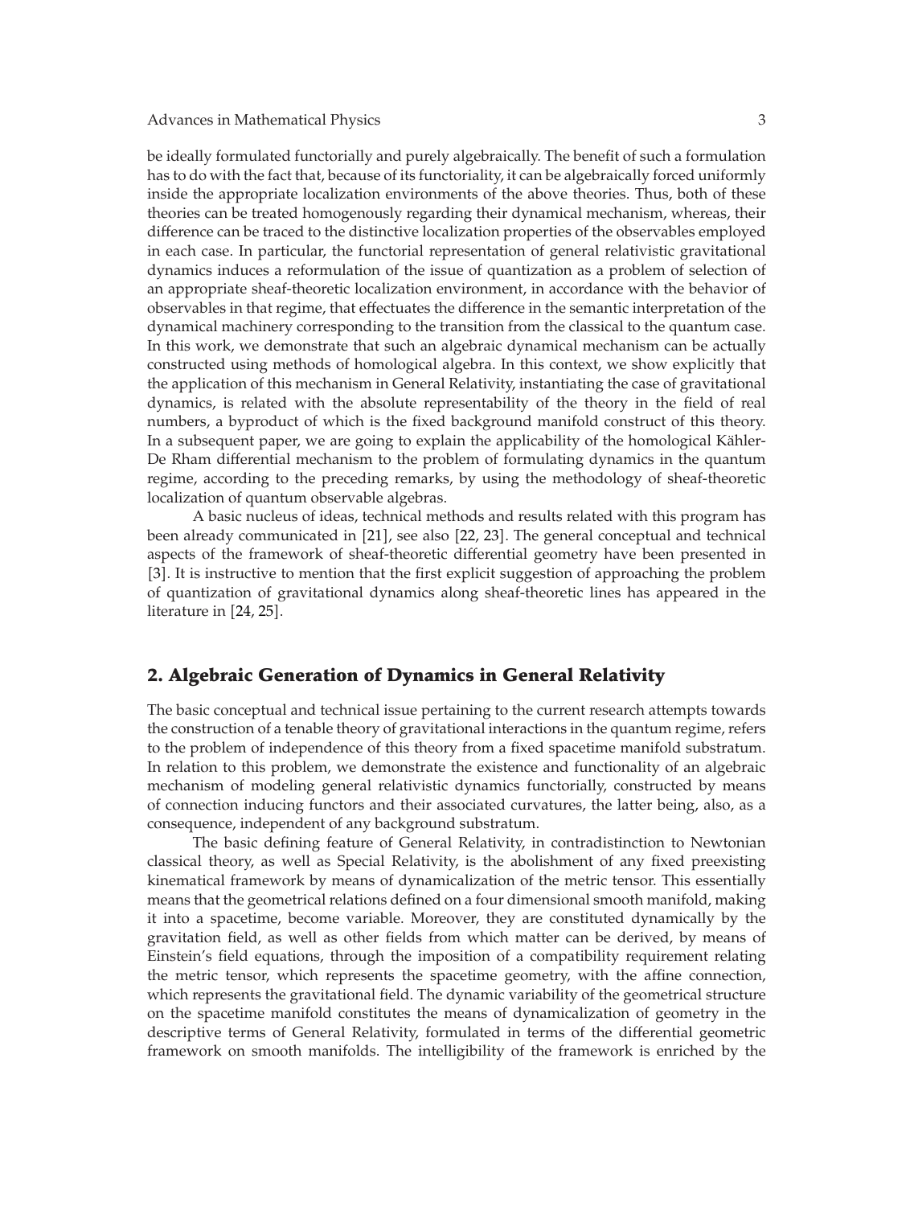be ideally formulated functorially and purely algebraically. The benefit of such a formulation has to do with the fact that, because of its functoriality, it can be algebraically forced uniformly inside the appropriate localization environments of the above theories. Thus, both of these theories can be treated homogenously regarding their dynamical mechanism, whereas, their difference can be traced to the distinctive localization properties of the observables employed in each case. In particular, the functorial representation of general relativistic gravitational dynamics induces a reformulation of the issue of quantization as a problem of selection of an appropriate sheaf-theoretic localization environment, in accordance with the behavior of observables in that regime, that effectuates the difference in the semantic interpretation of the dynamical machinery corresponding to the transition from the classical to the quantum case. In this work, we demonstrate that such an algebraic dynamical mechanism can be actually constructed using methods of homological algebra. In this context, we show explicitly that the application of this mechanism in General Relativity, instantiating the case of gravitational dynamics, is related with the absolute representability of the theory in the field of real numbers, a byproduct of which is the fixed background manifold construct of this theory. In a subsequent paper, we are going to explain the applicability of the homological Kähler-De Rham differential mechanism to the problem of formulating dynamics in the quantum regime, according to the preceding remarks, by using the methodology of sheaf-theoretic localization of quantum observable algebras.

A basic nucleus of ideas, technical methods and results related with this program has been already communicated in [21], see also [22, 23]. The general conceptual and technical aspects of the framework of sheaf-theoretic differential geometry have been presented in [3]. It is instructive to mention that the first explicit suggestion of approaching the problem of quantization of gravitational dynamics along sheaf-theoretic lines has appeared in the literature in [24, 25].

## 2. Algebraic Generation of Dynamics in General Relativity

The basic conceptual and technical issue pertaining to the current research attempts towards the construction of a tenable theory of gravitational interactions in the quantum regime, refers to the problem of independence of this theory from a fixed spacetime manifold substratum. In relation to this problem, we demonstrate the existence and functionality of an algebraic mechanism of modeling general relativistic dynamics functorially, constructed by means of connection inducing functors and their associated curvatures, the latter being, also, as a consequence, independent of any background substratum.

The basic defining feature of General Relativity, in contradistinction to Newtonian classical theory, as well as Special Relativity, is the abolishment of any fixed preexisting kinematical framework by means of dynamicalization of the metric tensor. This essentially means that the geometrical relations defined on a four dimensional smooth manifold, making it into a spacetime, become variable. Moreover, they are constituted dynamically by the gravitation field, as well as other fields from which matter can be derived, by means of Einstein's field equations, through the imposition of a compatibility requirement relating the metric tensor, which represents the spacetime geometry, with the affine connection, which represents the gravitational field. The dynamic variability of the geometrical structure on the spacetime manifold constitutes the means of dynamicalization of geometry in the descriptive terms of General Relativity, formulated in terms of the differential geometric framework on smooth manifolds. The intelligibility of the framework is enriched by the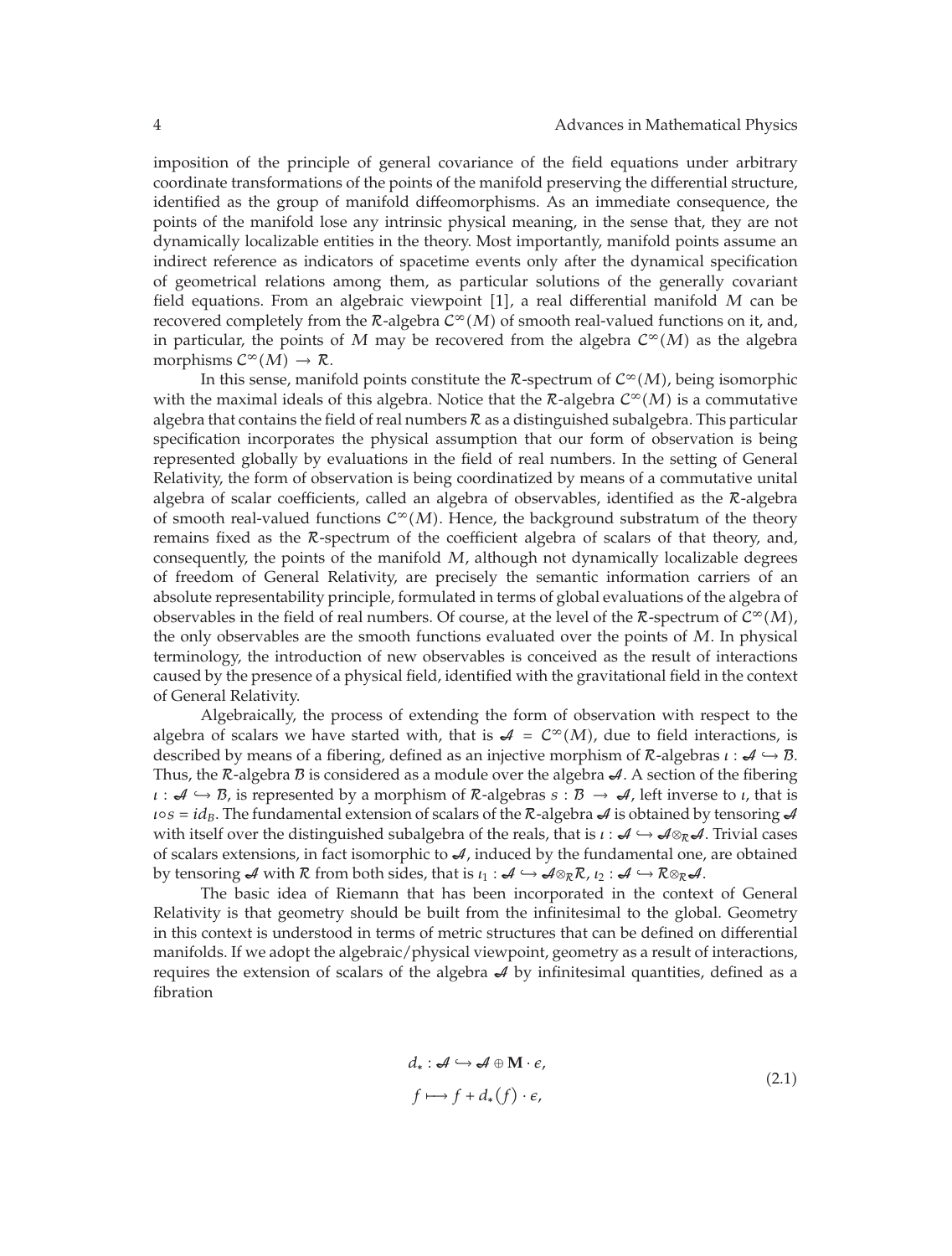imposition of the principle of general covariance of the field equations under arbitrary coordinate transformations of the points of the manifold preserving the differential structure, identified as the group of manifold diffeomorphisms. As an immediate consequence, the points of the manifold lose any intrinsic physical meaning, in the sense that, they are not dynamically localizable entities in the theory. Most importantly, manifold points assume an indirect reference as indicators of spacetime events only after the dynamical specification of geometrical relations among them, as particular solutions of the generally covariant field equations. From an algebraic viewpoint [1], a real differential manifold $M$ can be recovered completely from the $\mathcal{R}$-algebra $\mathcal{C}^{\infty}(M)$ of smooth real-valued functions on it, and, in particular, the points of $M$ may be recovered from the algebra $\mathcal{C}^{\infty}(M)$ as the algebra morphisms $\mathcal{C}^{\infty}(M) \to \mathcal{R}$.

In this sense, manifold points constitute the $\mathcal{R}$-spectrum of $\mathcal{C}^{\infty}(M)$, being isomorphic with the maximal ideals of this algebra. Notice that the $\mathcal{R}$-algebra $\mathcal{C}^{\infty}(M)$ is a commutative algebra that contains the field of real numbers $\mathcal{R}$ as a distinguished subalgebra. This particular specification incorporates the physical assumption that our form of observation is being represented globally by evaluations in the field of real numbers. In the setting of General Relativity, the form of observation is being coordinatized by means of a commutative unital algebra of scalar coefficients, called an algebra of observables, identified as the $\mathcal{R}$-algebra of smooth real-valued functions $\mathcal{C}^{\infty}(M)$. Hence, the background substratum of the theory remains fixed as the $\mathcal{R}$-spectrum of the coefficient algebra of scalars of that theory, and, consequently, the points of the manifold $M$, although not dynamically localizable degrees of freedom of General Relativity, are precisely the semantic information carriers of an absolute representability principle, formulated in terms of global evaluations of the algebra of observables in the field of real numbers. Of course, at the level of the $\mathcal{R}$-spectrum of $\mathcal{C}^{\infty}(M)$, the only observables are the smooth functions evaluated over the points of $M$. In physical terminology, the introduction of new observables is conceived as the result of interactions caused by the presence of a physical field, identified with the gravitational field in the context of General Relativity.

Algebraically, the process of extending the form of observation with respect to the algebra of scalars we have started with, that is $\mathcal{A} = \mathcal{C}^{\infty}(M)$, due to field interactions, is described by means of a fibering, defined as an injective morphism of $\mathcal{R}$-algebras $\iota : \mathcal{A} \hookrightarrow \mathcal{B}$. Thus, the $\mathcal{R}$-algebra $\mathcal{B}$ is considered as a module over the algebra $\mathcal{A}$. A section of the fibering $\iota : \mathcal{A} \hookrightarrow \mathcal{B}$, is represented by a morphism of $\mathcal{R}$-algebras $s : \mathcal{B} \to \mathcal{A}$, left inverse to $\iota$, that is $\iota \circ s = id_B$. The fundamental extension of scalars of the $\mathcal{R}$-algebra $\mathcal{A}$ is obtained by tensoring $\mathcal{A}$ with itself over the distinguished subalgebra of the reals, that is $\iota : \mathcal{A} \hookrightarrow \mathcal{A} \otimes_{\mathcal{R}} \mathcal{A}$. Trivial cases of scalars extensions, in fact isomorphic to $\mathcal{A}$, induced by the fundamental one, are obtained by tensoring $\mathcal{A}$ with $\mathcal{R}$ from both sides, that is $\iota_1 : \mathcal{A} \hookrightarrow \mathcal{A} \otimes_{\mathcal{R}} \mathcal{R}$, $\iota_2 : \mathcal{A} \hookrightarrow \mathcal{R} \otimes_{\mathcal{R}} \mathcal{A}$.

The basic idea of Riemann that has been incorporated in the context of General Relativity is that geometry should be built from the infinitesimal to the global. Geometry in this context is understood in terms of metric structures that can be defined on differential manifolds. If we adopt the algebraic/physical viewpoint, geometry as a result of interactions, requires the extension of scalars of the algebra $\mathcal{A}$ by infinitesimal quantities, defined as a fibration

$$
\begin{aligned}
d_* &: \mathcal{A} \hookrightarrow \mathcal{A} \oplus \mathbf{M} \cdot \epsilon, \\
f &\longmapsto f + d_*(f) \cdot \epsilon,
\end{aligned}
\tag{2.1}
$$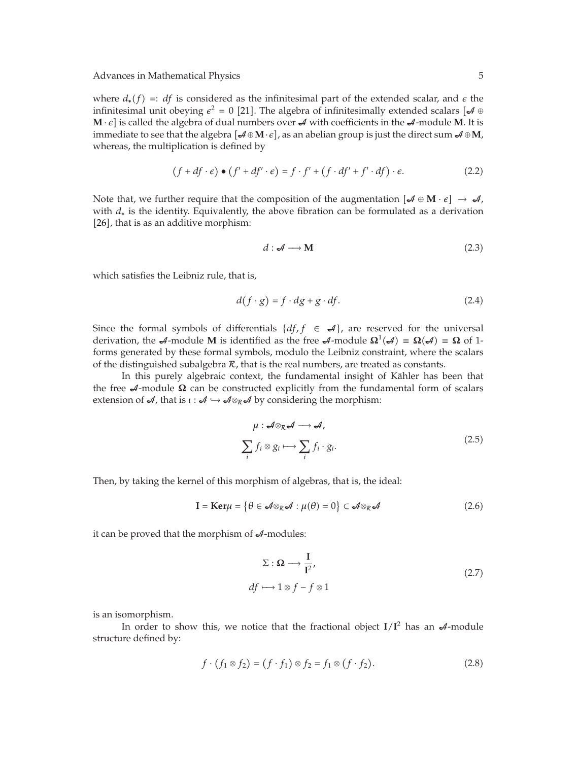where $d_*(f) =: df$ is considered as the infinitesimal part of the extended scalar, and $\epsilon$ the infinitesimal unit obeying $\epsilon^2 = 0$ [21]. The algebra of infinitesimally extended scalars $[\mathscr{A} \oplus \mathbf{M} \cdot \epsilon]$ is called the algebra of dual numbers over $\mathscr{A}$ with coefficients in the $\mathscr{A}$-module $\mathbf{M}$. It is immediate to see that the algebra $[\mathscr{A} \oplus \mathbf{M} \cdot \epsilon]$, as an abelian group is just the direct sum $\mathscr{A} \oplus \mathbf{M}$, whereas, the multiplication is defined by

$$(f + df \cdot \epsilon) \bullet (f' + df' \cdot \epsilon) = f \cdot f' + (f \cdot df' + f' \cdot df) \cdot \epsilon. \tag{2.2}$$

Note that, we further require that the composition of the augmentation $[\mathscr{A} \oplus \mathbf{M} \cdot \epsilon] \to \mathscr{A}$, with $d_*$ is the identity. Equivalently, the above fibration can be formulated as a derivation [26], that is as an additive morphism:

$$d : \mathscr{A} \longrightarrow \mathbf{M} \tag{2.3}$$

which satisfies the Leibniz rule, that is,

$$d(f \cdot g) = f \cdot dg + g \cdot df. \tag{2.4}$$

Since the formal symbols of differentials $\{df, f \in \mathscr{A}\}$, are reserved for the universal derivation, the $\mathscr{A}$-module $\mathbf{M}$ is identified as the free $\mathscr{A}$-module $\mathbf{\Omega}^1(\mathscr{A}) \equiv \mathbf{\Omega}(\mathscr{A}) \equiv \mathbf{\Omega}$ of 1-forms generated by these formal symbols, modulo the Leibniz constraint, where the scalars of the distinguished subalgebra $\mathcal{R}$, that is the real numbers, are treated as constants.

In this purely algebraic context, the fundamental insight of Kähler has been that the free $\mathscr{A}$-module $\mathbf{\Omega}$ can be constructed explicitly from the fundamental form of scalars extension of $\mathscr{A}$, that is $\iota : \mathscr{A} \hookrightarrow \mathscr{A} \otimes_{\mathcal{R}} \mathscr{A}$ by considering the morphism:

$$\begin{gathered}
\mu : \mathscr{A} \otimes_{\mathcal{R}} \mathscr{A} \longrightarrow \mathscr{A}, \\
\sum_i f_i \otimes g_i \longmapsto \sum_i f_i \cdot g_i.
\end{gathered} \tag{2.5}$$

Then, by taking the kernel of this morphism of algebras, that is, the ideal:

$$\mathbf{I} = \mathbf{Ker}\mu = \{\theta \in \mathscr{A} \otimes_{\mathcal{R}} \mathscr{A} : \mu(\theta) = 0\} \subset \mathscr{A} \otimes_{\mathcal{R}} \mathscr{A} \tag{2.6}$$

it can be proved that the morphism of $\mathscr{A}$-modules:

$$\begin{gathered}
\Sigma : \mathbf{\Omega} \longrightarrow \frac{\mathbf{I}}{\mathbf{I}^2}, \\
df \longmapsto 1 \otimes f - f \otimes 1
\end{gathered} \tag{2.7}$$

is an isomorphism.

In order to show this, we notice that the fractional object $\mathbf{I}/\mathbf{I}^2$ has an $\mathscr{A}$-module structure defined by:

$$f \cdot (f_1 \otimes f_2) = (f \cdot f_1) \otimes f_2 = f_1 \otimes (f \cdot f_2). \tag{2.8}$$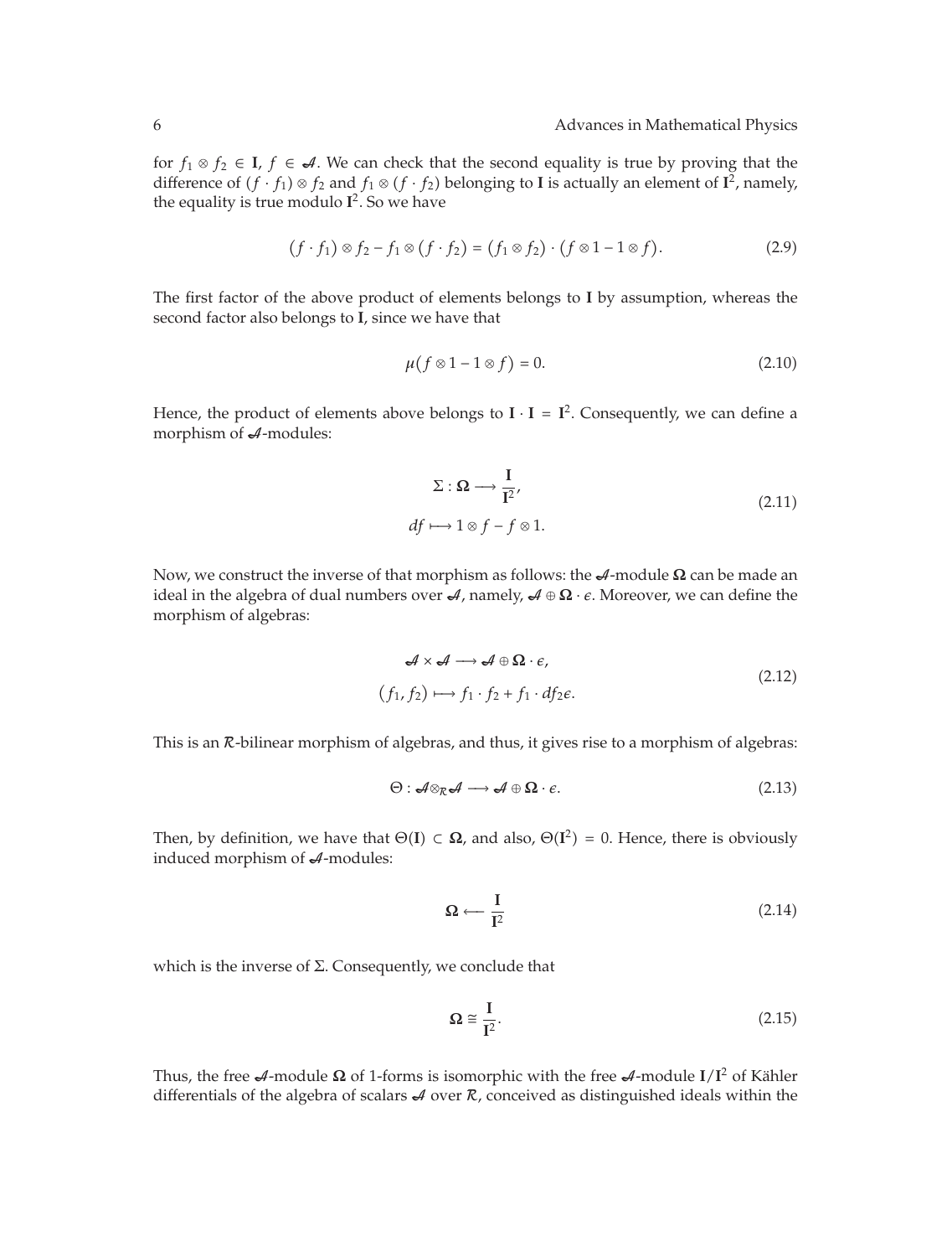for $f_1 \otimes f_2 \in \mathbf{I}$, $f \in \mathscr{A}$. We can check that the second equality is true by proving that the difference of $(f \cdot f_1) \otimes f_2$ and $f_1 \otimes (f \cdot f_2)$ belonging to $\mathbf{I}$ is actually an element of $\mathbf{I}^2$, namely, the equality is true modulo $\mathbf{I}^2$. So we have

$$(f \cdot f_1) \otimes f_2 - f_1 \otimes (f \cdot f_2) = (f_1 \otimes f_2) \cdot (f \otimes 1 - 1 \otimes f). \tag{2.9}$$

The first factor of the above product of elements belongs to $\mathbf{I}$ by assumption, whereas the second factor also belongs to $\mathbf{I}$, since we have that

$$\mu(f \otimes 1 - 1 \otimes f) = 0. \tag{2.10}$$

Hence, the product of elements above belongs to $\mathbf{I} \cdot \mathbf{I} = \mathbf{I}^2$. Consequently, we can define a morphism of $\mathscr{A}$-modules:

$$\begin{aligned} \Sigma : \mathbf{\Omega} &\longrightarrow \frac{\mathbf{I}}{\mathbf{I}^2}, \\ df &\longmapsto 1 \otimes f - f \otimes 1. \end{aligned} \tag{2.11}$$

Now, we construct the inverse of that morphism as follows: the $\mathscr{A}$-module $\mathbf{\Omega}$ can be made an ideal in the algebra of dual numbers over $\mathscr{A}$, namely, $\mathscr{A} \oplus \mathbf{\Omega} \cdot \epsilon$. Moreover, we can define the morphism of algebras:

$$\begin{aligned} \mathscr{A} \times \mathscr{A} &\longrightarrow \mathscr{A} \oplus \mathbf{\Omega} \cdot \epsilon, \\ (f_1, f_2) &\longmapsto f_1 \cdot f_2 + f_1 \cdot df_2 \epsilon. \end{aligned} \tag{2.12}$$

This is an $\mathcal{R}$-bilinear morphism of algebras, and thus, it gives rise to a morphism of algebras:

$$\Theta : \mathscr{A} \otimes_{\mathcal{R}} \mathscr{A} \longrightarrow \mathscr{A} \oplus \mathbf{\Omega} \cdot \epsilon. \tag{2.13}$$

Then, by definition, we have that $\Theta(\mathbf{I}) \subset \mathbf{\Omega}$, and also, $\Theta(\mathbf{I}^2) = 0$. Hence, there is obviously induced morphism of $\mathscr{A}$-modules:

$$\mathbf{\Omega} \longleftarrow \frac{\mathbf{I}}{\mathbf{I}^2} \tag{2.14}$$

which is the inverse of $\Sigma$. Consequently, we conclude that

$$\mathbf{\Omega} \cong \frac{\mathbf{I}}{\mathbf{I}^2}. \tag{2.15}$$

Thus, the free $\mathscr{A}$-module $\mathbf{\Omega}$ of 1-forms is isomorphic with the free $\mathscr{A}$-module $\mathbf{I}/\mathbf{I}^2$ of Kähler differentials of the algebra of scalars $\mathscr{A}$ over $\mathcal{R}$, conceived as distinguished ideals within the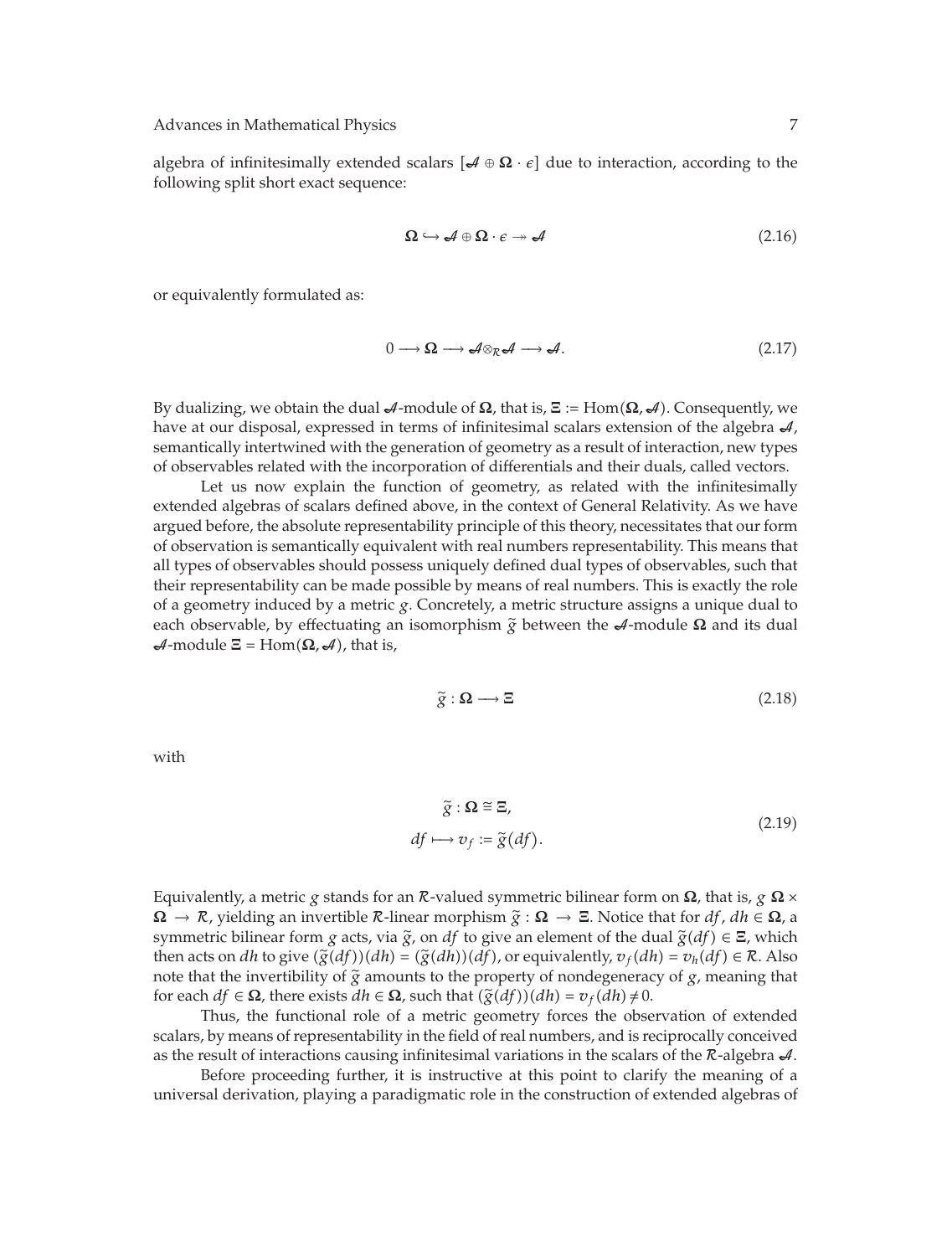algebra of infinitesimally extended scalars $[\mathscr{A} \oplus \boldsymbol{\Omega} \cdot \epsilon]$ due to interaction, according to the following split short exact sequence:

$$\boldsymbol{\Omega} \hookrightarrow \mathscr{A} \oplus \boldsymbol{\Omega} \cdot \epsilon \twoheadrightarrow \mathscr{A} \tag{2.16}$$

or equivalently formulated as:

$$0 \longrightarrow \boldsymbol{\Omega} \longrightarrow \mathscr{A} \otimes_{\mathcal{R}} \mathscr{A} \longrightarrow \mathscr{A}. \tag{2.17}$$

By dualizing, we obtain the dual $\mathscr{A}$-module of $\boldsymbol{\Omega}$, that is, $\Xi := \mathrm{Hom}(\boldsymbol{\Omega}, \mathscr{A})$. Consequently, we have at our disposal, expressed in terms of infinitesimal scalars extension of the algebra $\mathscr{A}$, semantically intertwined with the generation of geometry as a result of interaction, new types of observables related with the incorporation of differentials and their duals, called vectors.

Let us now explain the function of geometry, as related with the infinitesimally extended algebras of scalars defined above, in the context of General Relativity. As we have argued before, the absolute representability principle of this theory, necessitates that our form of observation is semantically equivalent with real numbers representability. This means that all types of observables should possess uniquely defined dual types of observables, such that their representability can be made possible by means of real numbers. This is exactly the role of a geometry induced by a metric $g$. Concretely, a metric structure assigns a unique dual to each observable, by effectuating an isomorphism $\widetilde{g}$ between the $\mathscr{A}$-module $\boldsymbol{\Omega}$ and its dual $\mathscr{A}$-module $\Xi = \mathrm{Hom}(\boldsymbol{\Omega}, \mathscr{A})$, that is,

$$\widetilde{g} : \boldsymbol{\Omega} \longrightarrow \Xi \tag{2.18}$$

with

$$\begin{gathered} \widetilde{g} : \boldsymbol{\Omega} \cong \Xi, \\ df \longmapsto v_f := \widetilde{g}(df). \end{gathered} \tag{2.19}$$

Equivalently, a metric $g$ stands for an $\mathcal{R}$-valued symmetric bilinear form on $\boldsymbol{\Omega}$, that is, $g\ \boldsymbol{\Omega} \times \boldsymbol{\Omega} \to \mathcal{R}$, yielding an invertible $\mathcal{R}$-linear morphism $\widetilde{g} : \boldsymbol{\Omega} \to \Xi$. Notice that for $df$, $dh \in \boldsymbol{\Omega}$, a symmetric bilinear form $g$ acts, via $\widetilde{g}$, on $df$ to give an element of the dual $\widetilde{g}(df) \in \Xi$, which then acts on $dh$ to give $(\widetilde{g}(df))(dh) = (\widetilde{g}(dh))(df)$, or equivalently, $v_f(dh) = v_h(df) \in \mathcal{R}$. Also note that the invertibility of $\widetilde{g}$ amounts to the property of nondegeneracy of $g$, meaning that for each $df \in \boldsymbol{\Omega}$, there exists $dh \in \boldsymbol{\Omega}$, such that $(\widetilde{g}(df))(dh) = v_f(dh) \neq 0$.

Thus, the functional role of a metric geometry forces the observation of extended scalars, by means of representability in the field of real numbers, and is reciprocally conceived as the result of interactions causing infinitesimal variations in the scalars of the $\mathcal{R}$-algebra $\mathscr{A}$.

Before proceeding further, it is instructive at this point to clarify the meaning of a universal derivation, playing a paradigmatic role in the construction of extended algebras of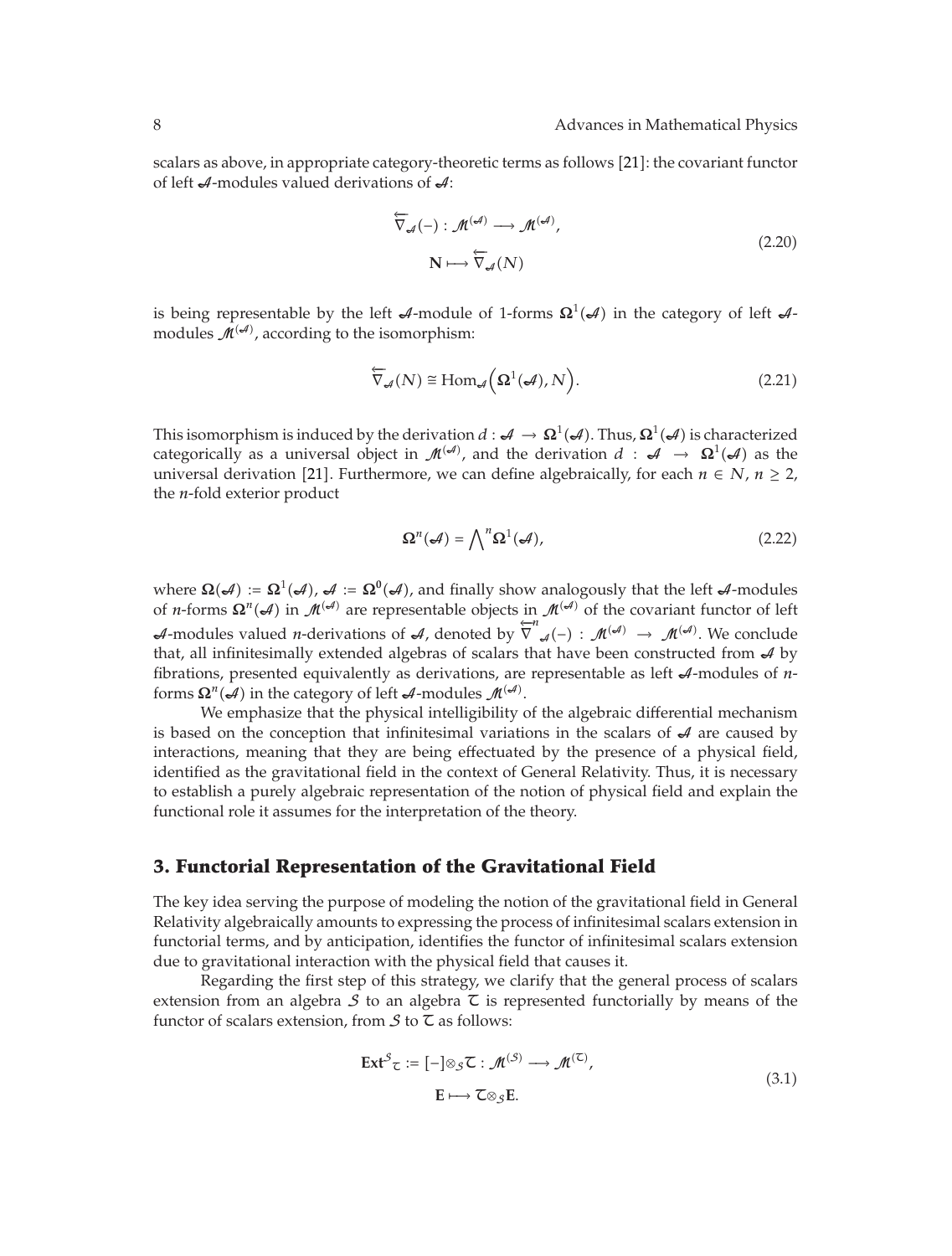scalars as above, in appropriate category-theoretic terms as follows [21]: the covariant functor of left $\mathcal{A}$-modules valued derivations of $\mathcal{A}$:

$$\begin{aligned} \overleftarrow{\nabla}_{\mathcal{A}}(-) : \mathcal{M}^{(\mathcal{A})} &\longrightarrow \mathcal{M}^{(\mathcal{A})}, \\ \mathbf{N} &\longmapsto \overleftarrow{\nabla}_{\mathcal{A}}(N) \end{aligned} \tag{2.20}$$

is being representable by the left $\mathcal{A}$-module of 1-forms $\mathbf{\Omega}^1(\mathcal{A})$ in the category of left $\mathcal{A}$-modules $\mathcal{M}^{(\mathcal{A})}$, according to the isomorphism:

$$\overleftarrow{\nabla}_{\mathcal{A}}(N) \cong \mathrm{Hom}_{\mathcal{A}}\left(\mathbf{\Omega}^1(\mathcal{A}), N\right). \tag{2.21}$$

This isomorphism is induced by the derivation $d : \mathcal{A} \to \mathbf{\Omega}^1(\mathcal{A})$. Thus, $\mathbf{\Omega}^1(\mathcal{A})$ is characterized categorically as a universal object in $\mathcal{M}^{(\mathcal{A})}$, and the derivation $d : \mathcal{A} \to \mathbf{\Omega}^1(\mathcal{A})$ as the universal derivation [21]. Furthermore, we can define algebraically, for each $n \in N$, $n \geq 2$, the $n$-fold exterior product

$$\mathbf{\Omega}^n(\mathcal{A}) = \bigwedge^n \mathbf{\Omega}^1(\mathcal{A}), \tag{2.22}$$

where $\mathbf{\Omega}(\mathcal{A}) := \mathbf{\Omega}^1(\mathcal{A})$, $\mathcal{A} := \mathbf{\Omega}^0(\mathcal{A})$, and finally show analogously that the left $\mathcal{A}$-modules of $n$-forms $\mathbf{\Omega}^n(\mathcal{A})$ in $\mathcal{M}^{(\mathcal{A})}$ are representable objects in $\mathcal{M}^{(\mathcal{A})}$ of the covariant functor of left $\mathcal{A}$-modules valued $n$-derivations of $\mathcal{A}$, denoted by $\overleftarrow{\nabla}^n_{\mathcal{A}}(-) : \mathcal{M}^{(\mathcal{A})} \to \mathcal{M}^{(\mathcal{A})}$. We conclude that, all infinitesimally extended algebras of scalars that have been constructed from $\mathcal{A}$ by fibrations, presented equivalently as derivations, are representable as left $\mathcal{A}$-modules of $n$-forms $\mathbf{\Omega}^n(\mathcal{A})$ in the category of left $\mathcal{A}$-modules $\mathcal{M}^{(\mathcal{A})}$.

We emphasize that the physical intelligibility of the algebraic differential mechanism is based on the conception that infinitesimal variations in the scalars of $\mathcal{A}$ are caused by interactions, meaning that they are being effectuated by the presence of a physical field, identified as the gravitational field in the context of General Relativity. Thus, it is necessary to establish a purely algebraic representation of the notion of physical field and explain the functional role it assumes for the interpretation of the theory.

## 3. Functorial Representation of the Gravitational Field

The key idea serving the purpose of modeling the notion of the gravitational field in General Relativity algebraically amounts to expressing the process of infinitesimal scalars extension in functorial terms, and by anticipation, identifies the functor of infinitesimal scalars extension due to gravitational interaction with the physical field that causes it.

Regarding the first step of this strategy, we clarify that the general process of scalars extension from an algebra $\mathcal{S}$ to an algebra $\mathcal{T}$ is represented functorially by means of the functor of scalars extension, from $\mathcal{S}$ to $\mathcal{T}$ as follows:

$$\begin{aligned} \mathbf{Ext}^{\mathcal{S}}{}_{\mathcal{T}} := [-]\otimes_{\mathcal{S}}\mathcal{T} : \mathcal{M}^{(\mathcal{S})} &\longrightarrow \mathcal{M}^{(\mathcal{T})}, \\ \mathbf{E} &\longmapsto \mathcal{T}\otimes_{\mathcal{S}}\mathbf{E}. \end{aligned} \tag{3.1}$$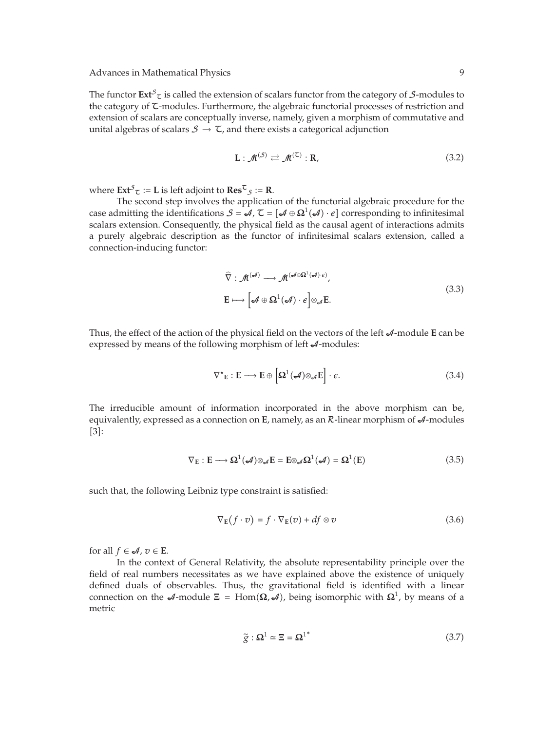The functor $\mathbf{Ext}^{\mathcal{S}}{}_{\mathcal{T}}$ is called the extension of scalars functor from the category of $\mathcal{S}$-modules to the category of $\mathcal{T}$-modules. Furthermore, the algebraic functorial processes of restriction and extension of scalars are conceptually inverse, namely, given a morphism of commutative and unital algebras of scalars $\mathcal{S} \rightarrow \mathcal{T}$, and there exists a categorical adjunction

$$\mathbf{L} : \mathcal{M}^{(\mathcal{S})} \rightleftarrows \mathcal{M}^{(\mathcal{T})} : \mathbf{R}, \tag{3.2}$$

where $\mathbf{Ext}^{\mathcal{S}}{}_{\mathcal{T}} := \mathbf{L}$ is left adjoint to $\mathbf{Res}^{\mathcal{T}}{}_{\mathcal{S}} := \mathbf{R}$.

The second step involves the application of the functorial algebraic procedure for the case admitting the identifications $\mathcal{S} = \mathcal{A}$, $\mathcal{T} = [\mathcal{A} \oplus \mathbf{\Omega}^1(\mathcal{A}) \cdot \epsilon]$ corresponding to infinitesimal scalars extension. Consequently, the physical field as the causal agent of interactions admits a purely algebraic description as the functor of infinitesimal scalars extension, called a connection-inducing functor:

$$\begin{aligned}
&\widehat{\nabla} : \mathcal{M}^{(\mathcal{A})} \longrightarrow \mathcal{M}^{(\mathcal{A} \oplus \mathbf{\Omega}^1(\mathcal{A}) \cdot \epsilon)}, \\
&\mathbf{E} \longmapsto \left[\mathcal{A} \oplus \mathbf{\Omega}^1(\mathcal{A}) \cdot \epsilon\right] \otimes_{\mathcal{A}} \mathbf{E}.
\end{aligned} \tag{3.3}$$

Thus, the effect of the action of the physical field on the vectors of the left $\mathcal{A}$-module $\mathbf{E}$ can be expressed by means of the following morphism of left $\mathcal{A}$-modules:

$$\nabla^{\star}{}_{\mathbf{E}} : \mathbf{E} \longrightarrow \mathbf{E} \oplus \left[\mathbf{\Omega}^1(\mathcal{A}) \otimes_{\mathcal{A}} \mathbf{E}\right] \cdot \epsilon. \tag{3.4}$$

The irreducible amount of information incorporated in the above morphism can be, equivalently, expressed as a connection on $\mathbf{E}$, namely, as an $\mathcal{R}$-linear morphism of $\mathcal{A}$-modules [3]:

$$\nabla_{\mathbf{E}} : \mathbf{E} \longrightarrow \mathbf{\Omega}^1(\mathcal{A}) \otimes_{\mathcal{A}} \mathbf{E} = \mathbf{E} \otimes_{\mathcal{A}} \mathbf{\Omega}^1(\mathcal{A}) = \mathbf{\Omega}^1(\mathbf{E}) \tag{3.5}$$

such that, the following Leibniz type constraint is satisfied:

$$\nabla_{\mathbf{E}}(f \cdot v) = f \cdot \nabla_{\mathbf{E}}(v) + df \otimes v \tag{3.6}$$

for all $f \in \mathcal{A}$, $v \in \mathbf{E}$.

In the context of General Relativity, the absolute representability principle over the field of real numbers necessitates as we have explained above the existence of uniquely defined duals of observables. Thus, the gravitational field is identified with a linear connection on the $\mathcal{A}$-module $\Xi = \mathrm{Hom}(\mathbf{\Omega}, \mathcal{A})$, being isomorphic with $\mathbf{\Omega}^1$, by means of a metric

$$\tilde{g} : \mathbf{\Omega}^1 \simeq \Xi = \mathbf{\Omega}^{1^*} \tag{3.7}$$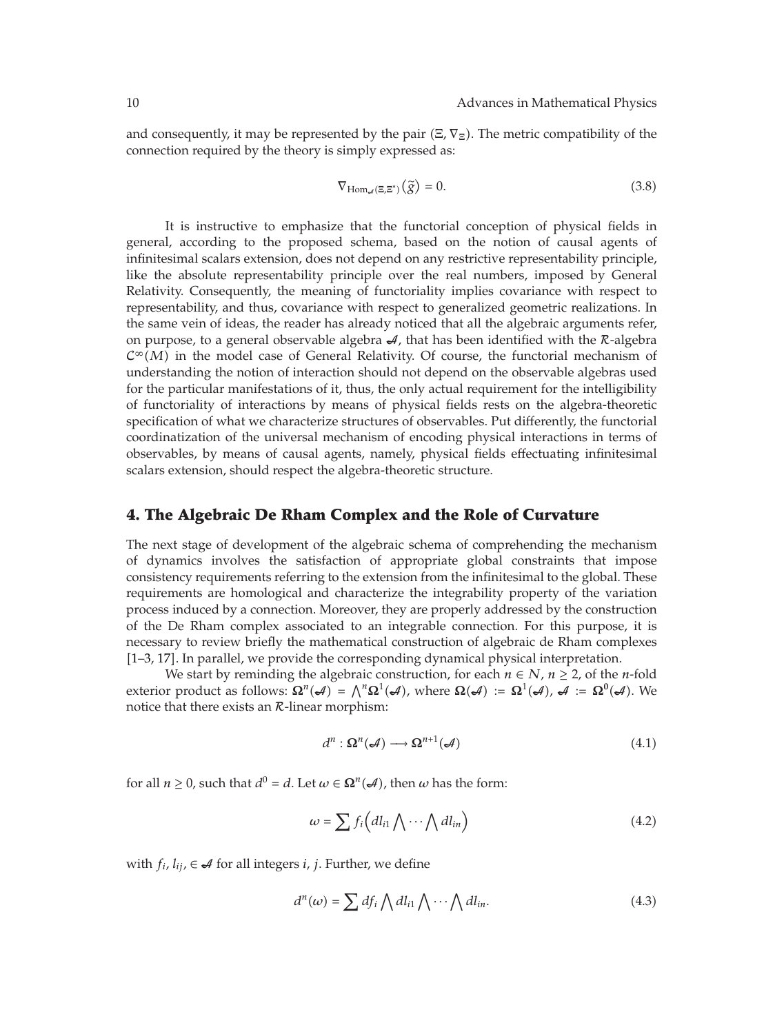and consequently, it may be represented by the pair $(\Xi, \nabla_\Xi)$. The metric compatibility of the connection required by the theory is simply expressed as:

$$\nabla_{\mathrm{Hom}_{\mathscr{A}}(\Xi,\Xi^*)}(\tilde{g}) = 0. \tag{3.8}$$

It is instructive to emphasize that the functorial conception of physical fields in general, according to the proposed schema, based on the notion of causal agents of infinitesimal scalars extension, does not depend on any restrictive representability principle, like the absolute representability principle over the real numbers, imposed by General Relativity. Consequently, the meaning of functoriality implies covariance with respect to representability, and thus, covariance with respect to generalized geometric realizations. In the same vein of ideas, the reader has already noticed that all the algebraic arguments refer, on purpose, to a general observable algebra $\mathscr{A}$, that has been identified with the $\mathcal{R}$-algebra $\mathcal{C}^\infty(M)$ in the model case of General Relativity. Of course, the functorial mechanism of understanding the notion of interaction should not depend on the observable algebras used for the particular manifestations of it, thus, the only actual requirement for the intelligibility of functoriality of interactions by means of physical fields rests on the algebra-theoretic specification of what we characterize structures of observables. Put differently, the functorial coordinatization of the universal mechanism of encoding physical interactions in terms of observables, by means of causal agents, namely, physical fields effectuating infinitesimal scalars extension, should respect the algebra-theoretic structure.

## 4. The Algebraic De Rham Complex and the Role of Curvature

The next stage of development of the algebraic schema of comprehending the mechanism of dynamics involves the satisfaction of appropriate global constraints that impose consistency requirements referring to the extension from the infinitesimal to the global. These requirements are homological and characterize the integrability property of the variation process induced by a connection. Moreover, they are properly addressed by the construction of the De Rham complex associated to an integrable connection. For this purpose, it is necessary to review briefly the mathematical construction of algebraic de Rham complexes [1–3, 17]. In parallel, we provide the corresponding dynamical physical interpretation.

We start by reminding the algebraic construction, for each $n \in N$, $n \geq 2$, of the $n$-fold exterior product as follows: $\mathbf{\Omega}^n(\mathscr{A}) = \bigwedge^n \mathbf{\Omega}^1(\mathscr{A})$, where $\mathbf{\Omega}(\mathscr{A}) := \mathbf{\Omega}^1(\mathscr{A})$, $\mathscr{A} := \mathbf{\Omega}^0(\mathscr{A})$. We notice that there exists an $\mathcal{R}$-linear morphism:

$$d^n : \mathbf{\Omega}^n(\mathscr{A}) \longrightarrow \mathbf{\Omega}^{n+1}(\mathscr{A}) \tag{4.1}$$

for all $n \geq 0$, such that $d^0 = d$. Let $\omega \in \mathbf{\Omega}^n(\mathscr{A})$, then $\omega$ has the form:

$$\omega = \sum f_i \left( dl_{i1} \bigwedge \cdots \bigwedge dl_{in} \right) \tag{4.2}$$

with $f_i, l_{ij}, \in \mathscr{A}$ for all integers $i, j$. Further, we define

$$d^n(\omega) = \sum df_i \bigwedge dl_{i1} \bigwedge \cdots \bigwedge dl_{in}. \tag{4.3}$$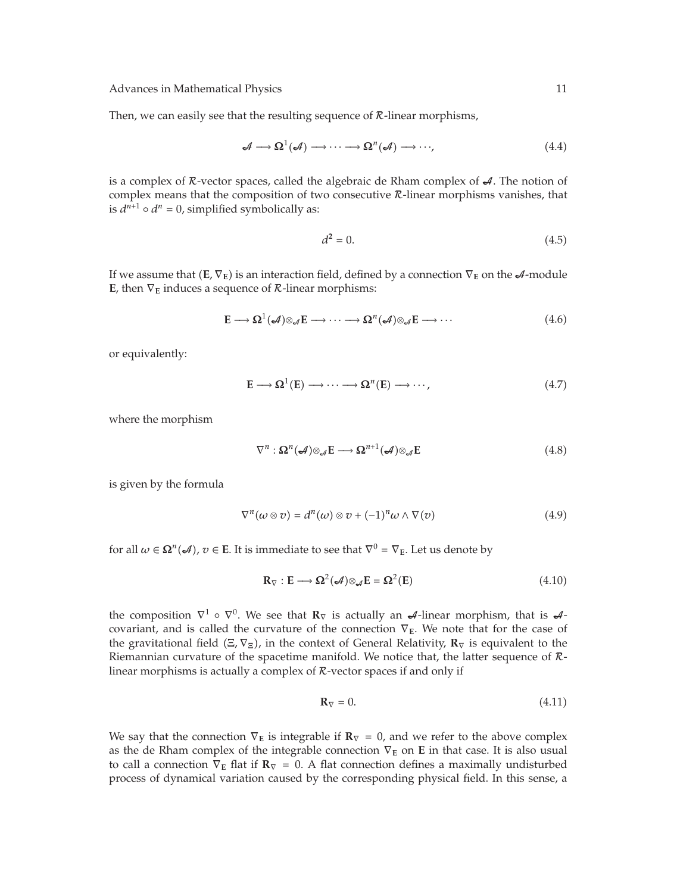Then, we can easily see that the resulting sequence of $\mathcal{R}$-linear morphisms,

$$\mathcal{A} \longrightarrow \mathbf{\Omega}^1(\mathcal{A}) \longrightarrow \cdots \longrightarrow \mathbf{\Omega}^n(\mathcal{A}) \longrightarrow \cdots, \tag{4.4}$$

is a complex of $\mathcal{R}$-vector spaces, called the algebraic de Rham complex of $\mathcal{A}$. The notion of complex means that the composition of two consecutive $\mathcal{R}$-linear morphisms vanishes, that is $d^{n+1} \circ d^n = 0$, simplified symbolically as:

$$d^2 = 0. \tag{4.5}$$

If we assume that $(\mathbf{E}, \nabla_{\mathbf{E}})$ is an interaction field, defined by a connection $\nabla_{\mathbf{E}}$ on the $\mathcal{A}$-module $\mathbf{E}$, then $\nabla_{\mathbf{E}}$ induces a sequence of $\mathcal{R}$-linear morphisms:

$$\mathbf{E} \longrightarrow \mathbf{\Omega}^1(\mathcal{A}) \otimes_{\mathcal{A}} \mathbf{E} \longrightarrow \cdots \longrightarrow \mathbf{\Omega}^n(\mathcal{A}) \otimes_{\mathcal{A}} \mathbf{E} \longrightarrow \cdots \tag{4.6}$$

or equivalently:

$$\mathbf{E} \longrightarrow \mathbf{\Omega}^1(\mathbf{E}) \longrightarrow \cdots \longrightarrow \mathbf{\Omega}^n(\mathbf{E}) \longrightarrow \cdots, \tag{4.7}$$

where the morphism

$$\nabla^n : \mathbf{\Omega}^n(\mathcal{A}) \otimes_{\mathcal{A}} \mathbf{E} \longrightarrow \mathbf{\Omega}^{n+1}(\mathcal{A}) \otimes_{\mathcal{A}} \mathbf{E} \tag{4.8}$$

is given by the formula

$$\nabla^n(\omega \otimes v) = d^n(\omega) \otimes v + (-1)^n \omega \wedge \nabla(v) \tag{4.9}$$

for all $\omega \in \mathbf{\Omega}^n(\mathcal{A})$, $v \in \mathbf{E}$. It is immediate to see that $\nabla^0 = \nabla_{\mathbf{E}}$. Let us denote by

$$\mathbf{R}_{\nabla} : \mathbf{E} \longrightarrow \mathbf{\Omega}^2(\mathcal{A}) \otimes_{\mathcal{A}} \mathbf{E} = \mathbf{\Omega}^2(\mathbf{E}) \tag{4.10}$$

the composition $\nabla^1 \circ \nabla^0$. We see that $\mathbf{R}_{\nabla}$ is actually an $\mathcal{A}$-linear morphism, that is $\mathcal{A}$-covariant, and is called the curvature of the connection $\nabla_{\mathbf{E}}$. We note that for the case of the gravitational field $(\Xi, \nabla_{\Xi})$, in the context of General Relativity, $\mathbf{R}_{\nabla}$ is equivalent to the Riemannian curvature of the spacetime manifold. We notice that, the latter sequence of $\mathcal{R}$-linear morphisms is actually a complex of $\mathcal{R}$-vector spaces if and only if

$$\mathbf{R}_{\nabla} = 0. \tag{4.11}$$

We say that the connection $\nabla_{\mathbf{E}}$ is integrable if $\mathbf{R}_{\nabla} = 0$, and we refer to the above complex as the de Rham complex of the integrable connection $\nabla_{\mathbf{E}}$ on $\mathbf{E}$ in that case. It is also usual to call a connection $\nabla_{\mathbf{E}}$ flat if $\mathbf{R}_{\nabla} = 0$. A flat connection defines a maximally undisturbed process of dynamical variation caused by the corresponding physical field. In this sense, a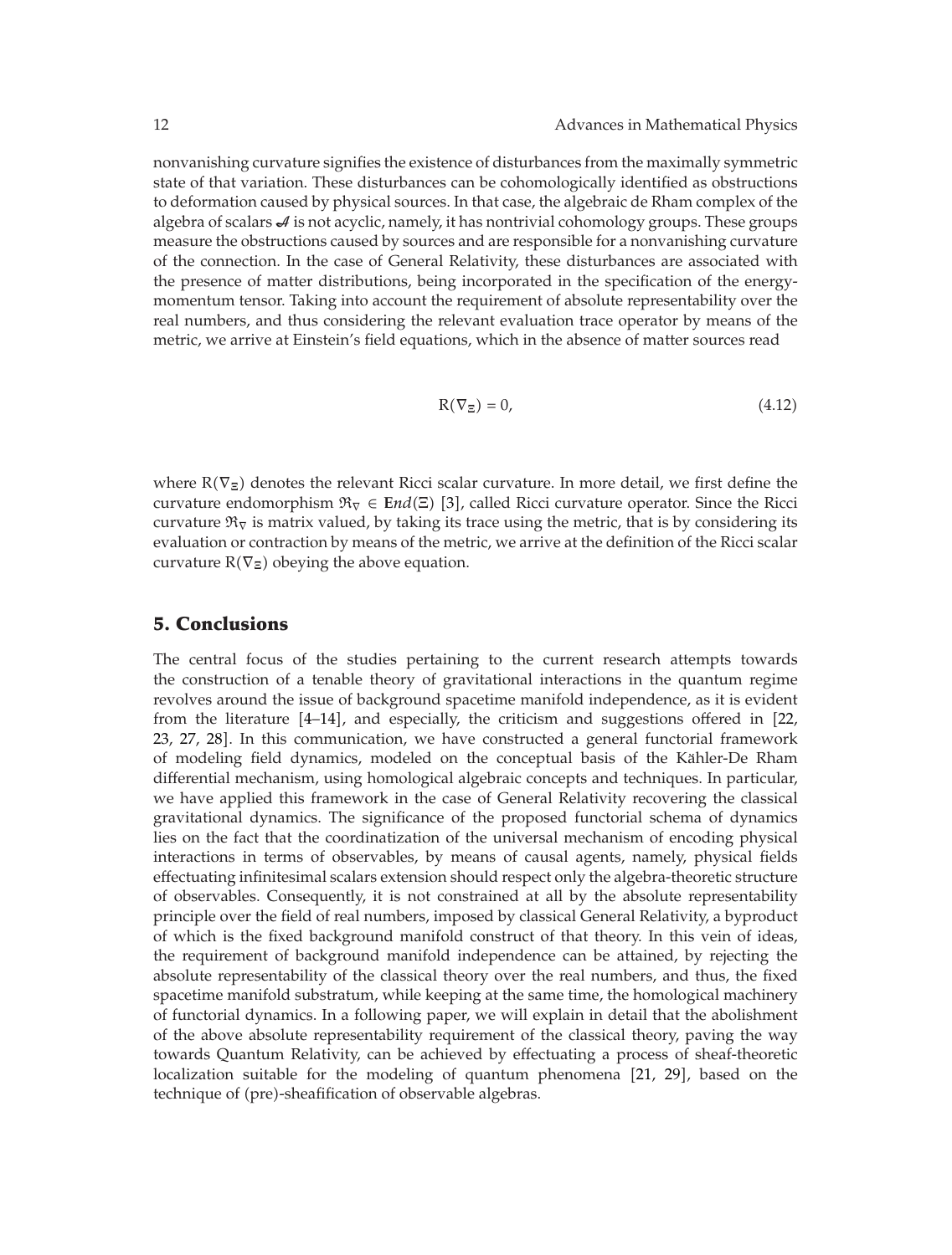nonvanishing curvature signifies the existence of disturbances from the maximally symmetric state of that variation. These disturbances can be cohomologically identified as obstructions to deformation caused by physical sources. In that case, the algebraic de Rham complex of the algebra of scalars $\mathscr{A}$ is not acyclic, namely, it has nontrivial cohomology groups. These groups measure the obstructions caused by sources and are responsible for a nonvanishing curvature of the connection. In the case of General Relativity, these disturbances are associated with the presence of matter distributions, being incorporated in the specification of the energy-momentum tensor. Taking into account the requirement of absolute representability over the real numbers, and thus considering the relevant evaluation trace operator by means of the metric, we arrive at Einstein's field equations, which in the absence of matter sources read

$$\mathrm{R}(\nabla_{\Xi}) = 0, \tag{4.12}$$

where $\mathrm{R}(\nabla_{\Xi})$ denotes the relevant Ricci scalar curvature. In more detail, we first define the curvature endomorphism $\mathfrak{R}_{\nabla} \in \mathbf{E}nd(\Xi)$ [3], called Ricci curvature operator. Since the Ricci curvature $\mathfrak{R}_{\nabla}$ is matrix valued, by taking its trace using the metric, that is by considering its evaluation or contraction by means of the metric, we arrive at the definition of the Ricci scalar curvature $\mathrm{R}(\nabla_{\Xi})$ obeying the above equation.

## 5. Conclusions

The central focus of the studies pertaining to the current research attempts towards the construction of a tenable theory of gravitational interactions in the quantum regime revolves around the issue of background spacetime manifold independence, as it is evident from the literature [4–14], and especially, the criticism and suggestions offered in [22, 23, 27, 28]. In this communication, we have constructed a general functorial framework of modeling field dynamics, modeled on the conceptual basis of the Kähler-De Rham differential mechanism, using homological algebraic concepts and techniques. In particular, we have applied this framework in the case of General Relativity recovering the classical gravitational dynamics. The significance of the proposed functorial schema of dynamics lies on the fact that the coordinatization of the universal mechanism of encoding physical interactions in terms of observables, by means of causal agents, namely, physical fields effectuating infinitesimal scalars extension should respect only the algebra-theoretic structure of observables. Consequently, it is not constrained at all by the absolute representability principle over the field of real numbers, imposed by classical General Relativity, a byproduct of which is the fixed background manifold construct of that theory. In this vein of ideas, the requirement of background manifold independence can be attained, by rejecting the absolute representability of the classical theory over the real numbers, and thus, the fixed spacetime manifold substratum, while keeping at the same time, the homological machinery of functorial dynamics. In a following paper, we will explain in detail that the abolishment of the above absolute representability requirement of the classical theory, paving the way towards Quantum Relativity, can be achieved by effectuating a process of sheaf-theoretic localization suitable for the modeling of quantum phenomena [21, 29], based on the technique of (pre)-sheafification of observable algebras.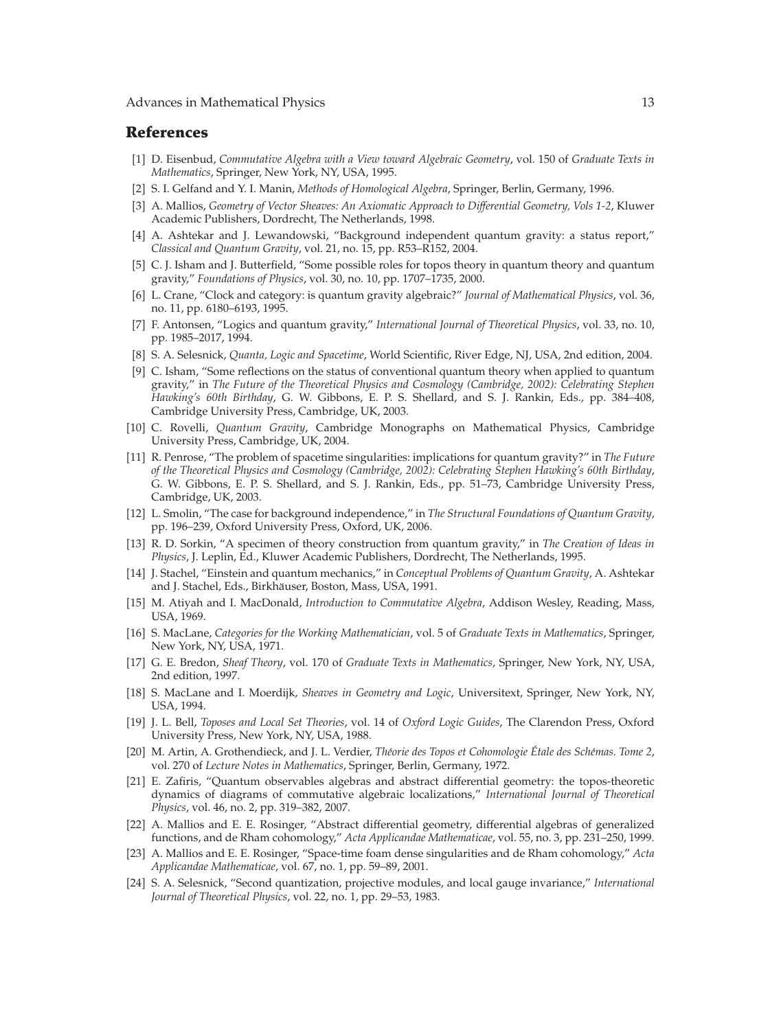## References

[1] D. Eisenbud, *Commutative Algebra with a View toward Algebraic Geometry*, vol. 150 of *Graduate Texts in Mathematics*, Springer, New York, NY, USA, 1995.

[2] S. I. Gelfand and Y. I. Manin, *Methods of Homological Algebra*, Springer, Berlin, Germany, 1996.

[3] A. Mallios, *Geometry of Vector Sheaves: An Axiomatic Approach to Differential Geometry, Vols 1-2*, Kluwer Academic Publishers, Dordrecht, The Netherlands, 1998.

[4] A. Ashtekar and J. Lewandowski, "Background independent quantum gravity: a status report," *Classical and Quantum Gravity*, vol. 21, no. 15, pp. R53–R152, 2004.

[5] C. J. Isham and J. Butterfield, "Some possible roles for topos theory in quantum theory and quantum gravity," *Foundations of Physics*, vol. 30, no. 10, pp. 1707–1735, 2000.

[6] L. Crane, "Clock and category: is quantum gravity algebraic?" *Journal of Mathematical Physics*, vol. 36, no. 11, pp. 6180–6193, 1995.

[7] F. Antonsen, "Logics and quantum gravity," *International Journal of Theoretical Physics*, vol. 33, no. 10, pp. 1985–2017, 1994.

[8] S. A. Selesnick, *Quanta, Logic and Spacetime*, World Scientific, River Edge, NJ, USA, 2nd edition, 2004.

[9] C. Isham, "Some reflections on the status of conventional quantum theory when applied to quantum gravity," in *The Future of the Theoretical Physics and Cosmology (Cambridge, 2002): Celebrating Stephen Hawking's 60th Birthday*, G. W. Gibbons, E. P. S. Shellard, and S. J. Rankin, Eds., pp. 384–408, Cambridge University Press, Cambridge, UK, 2003.

[10] C. Rovelli, *Quantum Gravity*, Cambridge Monographs on Mathematical Physics, Cambridge University Press, Cambridge, UK, 2004.

[11] R. Penrose, "The problem of spacetime singularities: implications for quantum gravity?" in *The Future of the Theoretical Physics and Cosmology (Cambridge, 2002): Celebrating Stephen Hawking's 60th Birthday*, G. W. Gibbons, E. P. S. Shellard, and S. J. Rankin, Eds., pp. 51–73, Cambridge University Press, Cambridge, UK, 2003.

[12] L. Smolin, "The case for background independence," in *The Structural Foundations of Quantum Gravity*, pp. 196–239, Oxford University Press, Oxford, UK, 2006.

[13] R. D. Sorkin, "A specimen of theory construction from quantum gravity," in *The Creation of Ideas in Physics*, J. Leplin, Ed., Kluwer Academic Publishers, Dordrecht, The Netherlands, 1995.

[14] J. Stachel, "Einstein and quantum mechanics," in *Conceptual Problems of Quantum Gravity*, A. Ashtekar and J. Stachel, Eds., Birkhäuser, Boston, Mass, USA, 1991.

[15] M. Atiyah and I. MacDonald, *Introduction to Commutative Algebra*, Addison Wesley, Reading, Mass, USA, 1969.

[16] S. MacLane, *Categories for the Working Mathematician*, vol. 5 of *Graduate Texts in Mathematics*, Springer, New York, NY, USA, 1971.

[17] G. E. Bredon, *Sheaf Theory*, vol. 170 of *Graduate Texts in Mathematics*, Springer, New York, NY, USA, 2nd edition, 1997.

[18] S. MacLane and I. Moerdijk, *Sheaves in Geometry and Logic*, Universitext, Springer, New York, NY, USA, 1994.

[19] J. L. Bell, *Toposes and Local Set Theories*, vol. 14 of *Oxford Logic Guides*, The Clarendon Press, Oxford University Press, New York, NY, USA, 1988.

[20] M. Artin, A. Grothendieck, and J. L. Verdier, *Théorie des Topos et Cohomologie Étale des Schémas. Tome 2*, vol. 270 of *Lecture Notes in Mathematics*, Springer, Berlin, Germany, 1972.

[21] E. Zafiris, "Quantum observables algebras and abstract differential geometry: the topos-theoretic dynamics of diagrams of commutative algebraic localizations," *International Journal of Theoretical Physics*, vol. 46, no. 2, pp. 319–382, 2007.

[22] A. Mallios and E. E. Rosinger, "Abstract differential geometry, differential algebras of generalized functions, and de Rham cohomology," *Acta Applicandae Mathematicae*, vol. 55, no. 3, pp. 231–250, 1999.

[23] A. Mallios and E. E. Rosinger, "Space-time foam dense singularities and de Rham cohomology," *Acta Applicandae Mathematicae*, vol. 67, no. 1, pp. 59–89, 2001.

[24] S. A. Selesnick, "Second quantization, projective modules, and local gauge invariance," *International Journal of Theoretical Physics*, vol. 22, no. 1, pp. 29–53, 1983.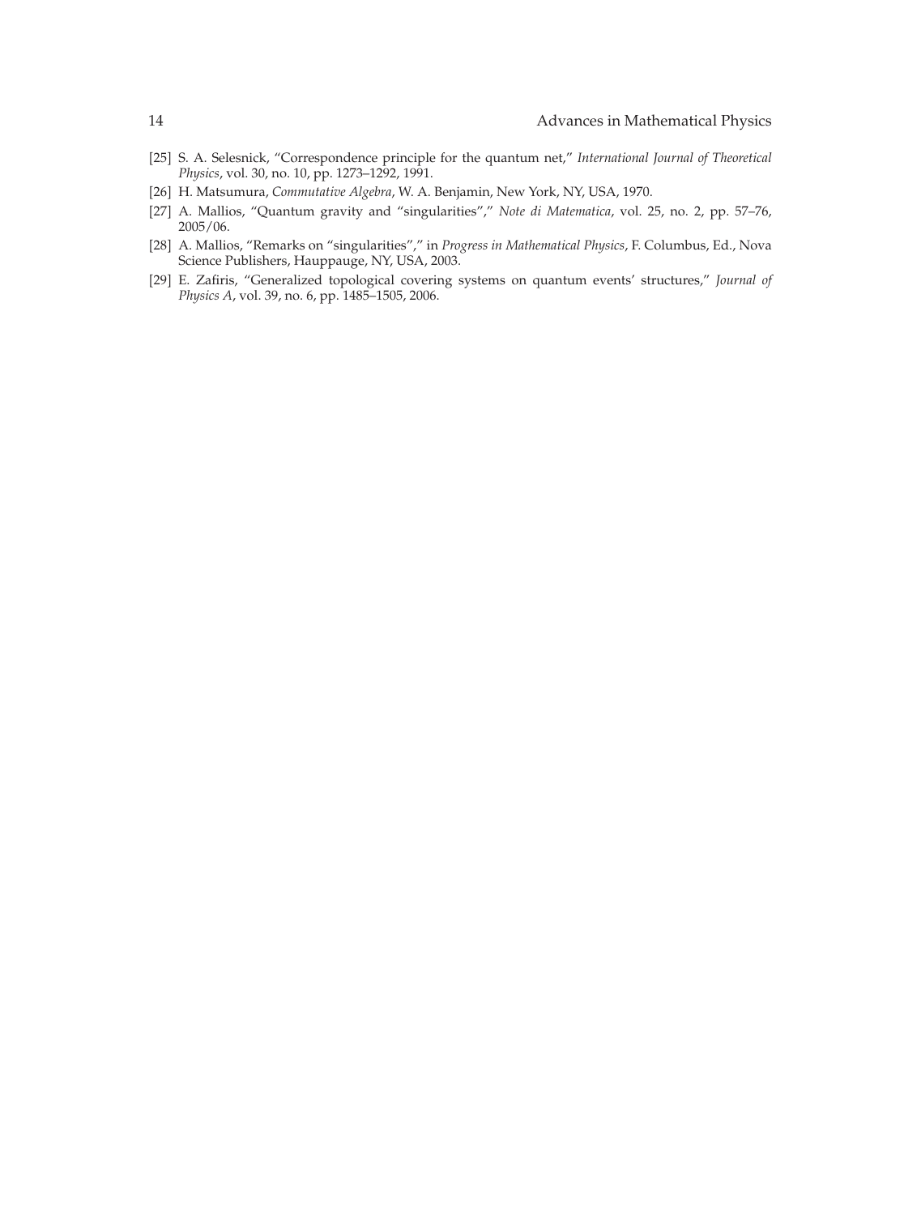[25] S. A. Selesnick, "Correspondence principle for the quantum net," *International Journal of Theoretical Physics*, vol. 30, no. 10, pp. 1273–1292, 1991.

[26] H. Matsumura, *Commutative Algebra*, W. A. Benjamin, New York, NY, USA, 1970.

[27] A. Mallios, "Quantum gravity and "singularities"," *Note di Matematica*, vol. 25, no. 2, pp. 57–76, 2005/06.

[28] A. Mallios, "Remarks on "singularities"," in *Progress in Mathematical Physics*, F. Columbus, Ed., Nova Science Publishers, Hauppauge, NY, USA, 2003.

[29] E. Zafiris, "Generalized topological covering systems on quantum events' structures," *Journal of Physics A*, vol. 39, no. 6, pp. 1485–1505, 2006.